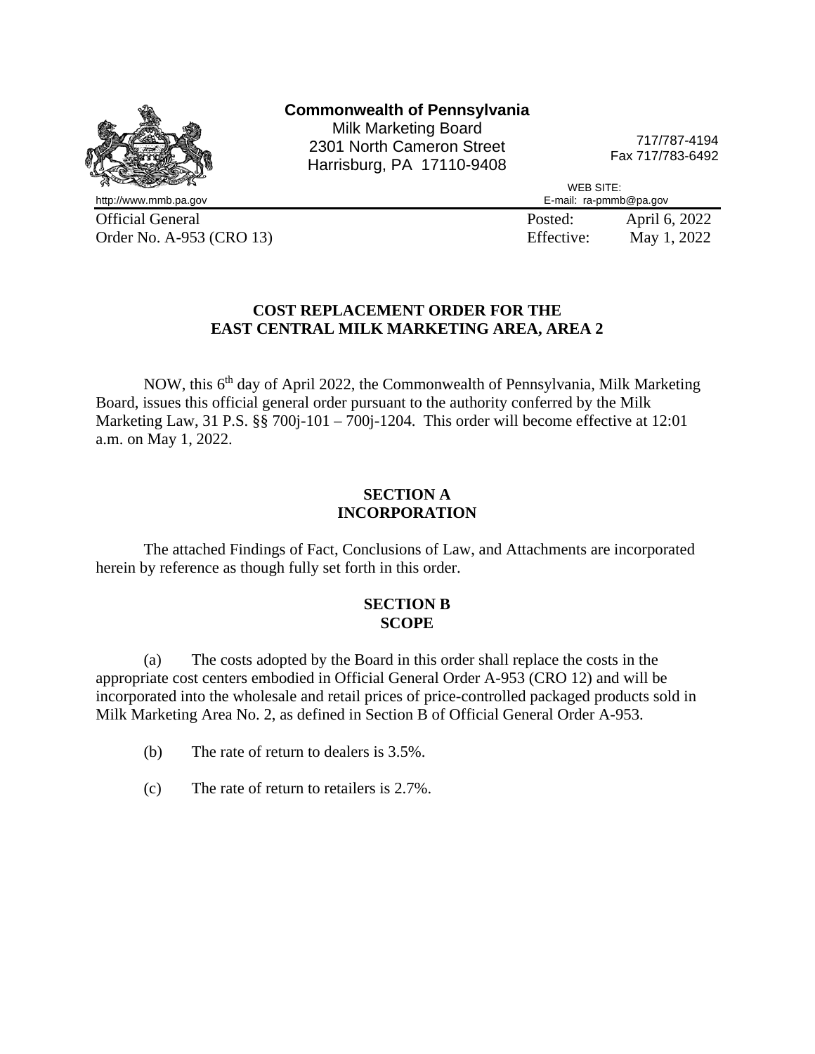**Commonwealth of Pennsylvania**
Milk Marketing Board
2301 North Cameron Street
Harrisburg, PA 17110-9408

717/787-4194
Fax 717/783-6492

WEB SITE: http://www.mmb.pa.gov
E-mail: ra-pmmb@pa.gov

Official General Order No. A-953 (CRO 13)

Posted: April 6, 2022
Effective: May 1, 2022

## COST REPLACEMENT ORDER FOR THE EAST CENTRAL MILK MARKETING AREA, AREA 2

NOW, this 6th day of April 2022, the Commonwealth of Pennsylvania, Milk Marketing Board, issues this official general order pursuant to the authority conferred by the Milk Marketing Law, 31 P.S. §§ 700j-101 – 700j-1204. This order will become effective at 12:01 a.m. on May 1, 2022.

### SECTION A
### INCORPORATION

The attached Findings of Fact, Conclusions of Law, and Attachments are incorporated herein by reference as though fully set forth in this order.

### SECTION B
### SCOPE

(a) The costs adopted by the Board in this order shall replace the costs in the appropriate cost centers embodied in Official General Order A-953 (CRO 12) and will be incorporated into the wholesale and retail prices of price-controlled packaged products sold in Milk Marketing Area No. 2, as defined in Section B of Official General Order A-953.

(b) The rate of return to dealers is 3.5%.

(c) The rate of return to retailers is 2.7%.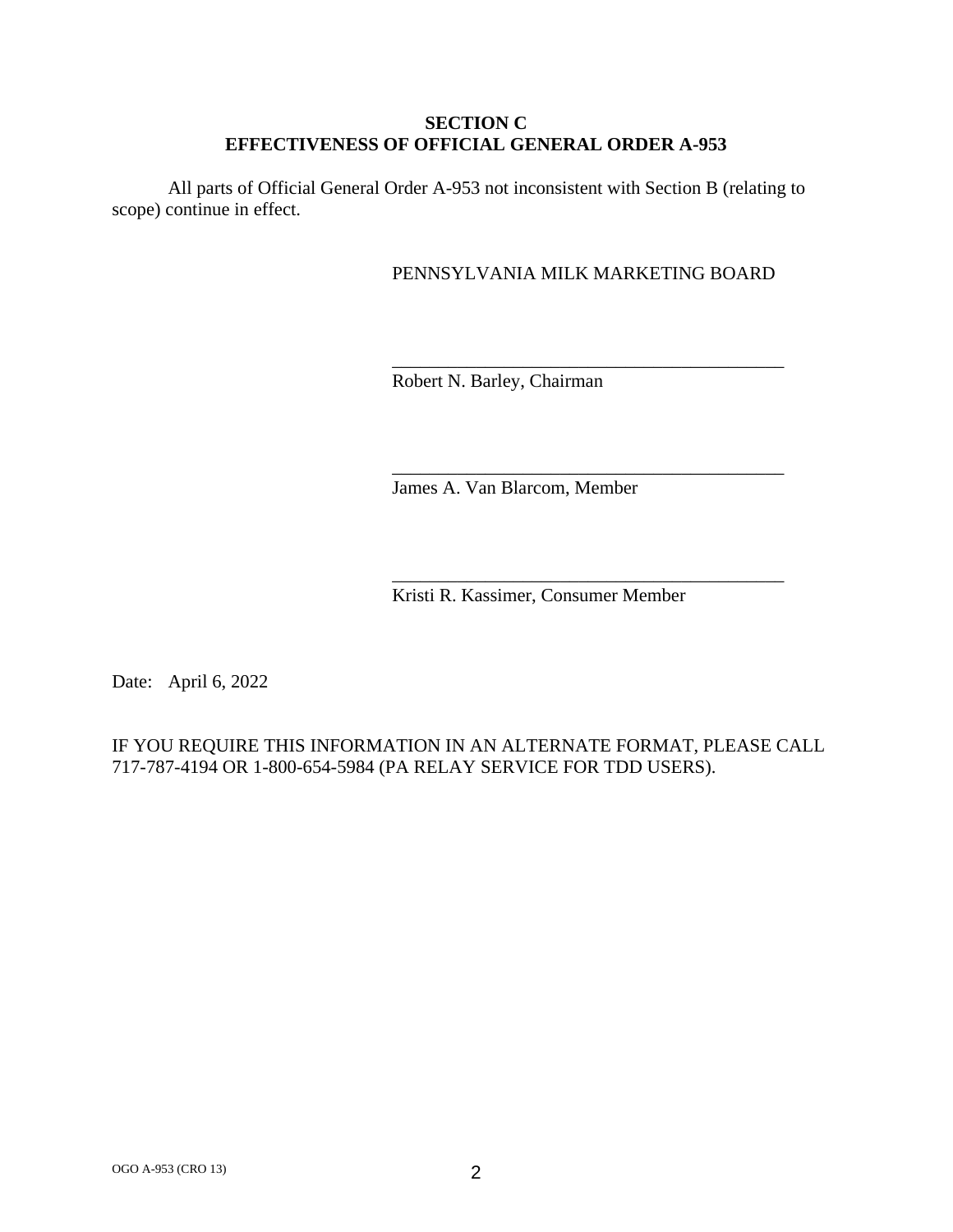## SECTION C
## EFFECTIVENESS OF OFFICIAL GENERAL ORDER A-953

All parts of Official General Order A-953 not inconsistent with Section B (relating to scope) continue in effect.

PENNSYLVANIA MILK MARKETING BOARD

_______________________________________________
Robert N. Barley, Chairman

_______________________________________________
James A. Van Blarcom, Member

_______________________________________________
Kristi R. Kassimer, Consumer Member

Date: April 6, 2022

IF YOU REQUIRE THIS INFORMATION IN AN ALTERNATE FORMAT, PLEASE CALL 717-787-4194 OR 1-800-654-5984 (PA RELAY SERVICE FOR TDD USERS).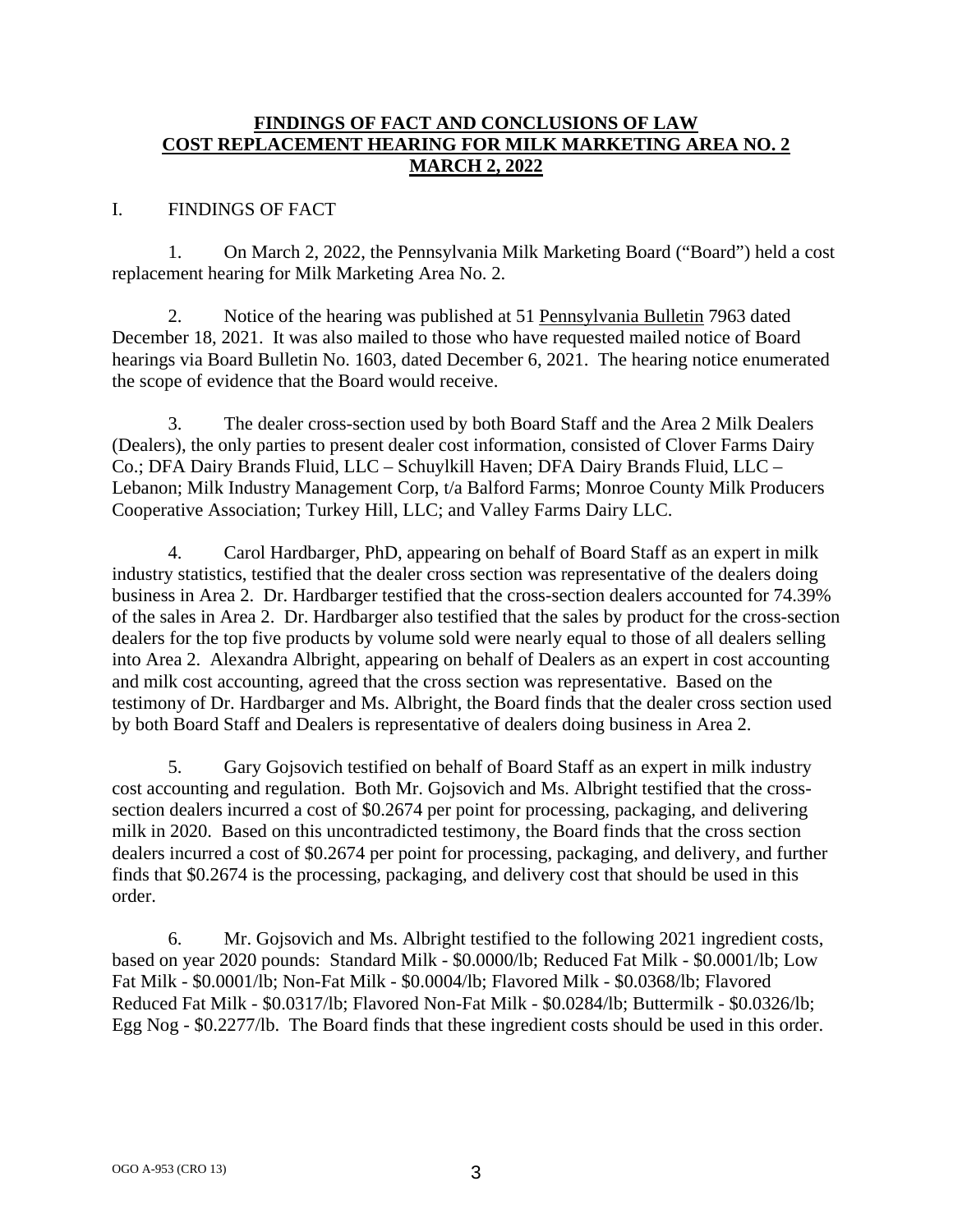**FINDINGS OF FACT AND CONCLUSIONS OF LAW**
**COST REPLACEMENT HEARING FOR MILK MARKETING AREA NO. 2**
**MARCH 2, 2022**

I. FINDINGS OF FACT

1. On March 2, 2022, the Pennsylvania Milk Marketing Board ("Board") held a cost replacement hearing for Milk Marketing Area No. 2.

2. Notice of the hearing was published at 51 Pennsylvania Bulletin 7963 dated December 18, 2021. It was also mailed to those who have requested mailed notice of Board hearings via Board Bulletin No. 1603, dated December 6, 2021. The hearing notice enumerated the scope of evidence that the Board would receive.

3. The dealer cross-section used by both Board Staff and the Area 2 Milk Dealers (Dealers), the only parties to present dealer cost information, consisted of Clover Farms Dairy Co.; DFA Dairy Brands Fluid, LLC – Schuylkill Haven; DFA Dairy Brands Fluid, LLC – Lebanon; Milk Industry Management Corp, t/a Balford Farms; Monroe County Milk Producers Cooperative Association; Turkey Hill, LLC; and Valley Farms Dairy LLC.

4. Carol Hardbarger, PhD, appearing on behalf of Board Staff as an expert in milk industry statistics, testified that the dealer cross section was representative of the dealers doing business in Area 2. Dr. Hardbarger testified that the cross-section dealers accounted for 74.39% of the sales in Area 2. Dr. Hardbarger also testified that the sales by product for the cross-section dealers for the top five products by volume sold were nearly equal to those of all dealers selling into Area 2. Alexandra Albright, appearing on behalf of Dealers as an expert in cost accounting and milk cost accounting, agreed that the cross section was representative. Based on the testimony of Dr. Hardbarger and Ms. Albright, the Board finds that the dealer cross section used by both Board Staff and Dealers is representative of dealers doing business in Area 2.

5. Gary Gojsovich testified on behalf of Board Staff as an expert in milk industry cost accounting and regulation. Both Mr. Gojsovich and Ms. Albright testified that the cross-section dealers incurred a cost of $0.2674 per point for processing, packaging, and delivering milk in 2020. Based on this uncontradicted testimony, the Board finds that the cross section dealers incurred a cost of $0.2674 per point for processing, packaging, and delivery, and further finds that $0.2674 is the processing, packaging, and delivery cost that should be used in this order.

6. Mr. Gojsovich and Ms. Albright testified to the following 2021 ingredient costs, based on year 2020 pounds: Standard Milk - $0.0000/lb; Reduced Fat Milk - $0.0001/lb; Low Fat Milk - $0.0001/lb; Non-Fat Milk - $0.0004/lb; Flavored Milk - $0.0368/lb; Flavored Reduced Fat Milk - $0.0317/lb; Flavored Non-Fat Milk - $0.0284/lb; Buttermilk - $0.0326/lb; Egg Nog - $0.2277/lb. The Board finds that these ingredient costs should be used in this order.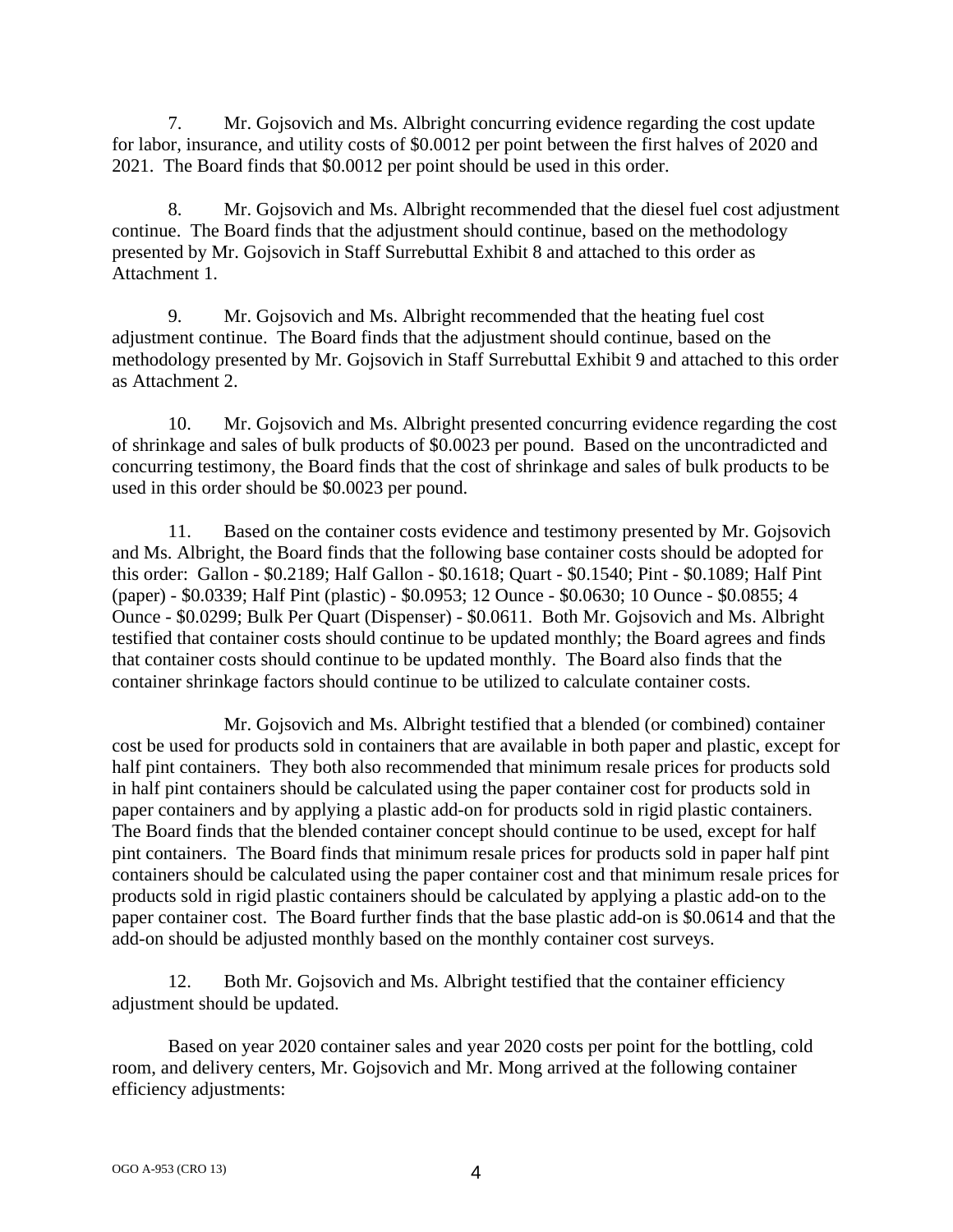7. Mr. Gojsovich and Ms. Albright concurring evidence regarding the cost update for labor, insurance, and utility costs of $0.0012 per point between the first halves of 2020 and 2021. The Board finds that $0.0012 per point should be used in this order.

8. Mr. Gojsovich and Ms. Albright recommended that the diesel fuel cost adjustment continue. The Board finds that the adjustment should continue, based on the methodology presented by Mr. Gojsovich in Staff Surrebuttal Exhibit 8 and attached to this order as Attachment 1.

9. Mr. Gojsovich and Ms. Albright recommended that the heating fuel cost adjustment continue. The Board finds that the adjustment should continue, based on the methodology presented by Mr. Gojsovich in Staff Surrebuttal Exhibit 9 and attached to this order as Attachment 2.

10. Mr. Gojsovich and Ms. Albright presented concurring evidence regarding the cost of shrinkage and sales of bulk products of $0.0023 per pound. Based on the uncontradicted and concurring testimony, the Board finds that the cost of shrinkage and sales of bulk products to be used in this order should be $0.0023 per pound.

11. Based on the container costs evidence and testimony presented by Mr. Gojsovich and Ms. Albright, the Board finds that the following base container costs should be adopted for this order: Gallon - $0.2189; Half Gallon - $0.1618; Quart - $0.1540; Pint - $0.1089; Half Pint (paper) - $0.0339; Half Pint (plastic) - $0.0953; 12 Ounce - $0.0630; 10 Ounce - $0.0855; 4 Ounce - $0.0299; Bulk Per Quart (Dispenser) - $0.0611. Both Mr. Gojsovich and Ms. Albright testified that container costs should continue to be updated monthly; the Board agrees and finds that container costs should continue to be updated monthly. The Board also finds that the container shrinkage factors should continue to be utilized to calculate container costs.

Mr. Gojsovich and Ms. Albright testified that a blended (or combined) container cost be used for products sold in containers that are available in both paper and plastic, except for half pint containers. They both also recommended that minimum resale prices for products sold in half pint containers should be calculated using the paper container cost for products sold in paper containers and by applying a plastic add-on for products sold in rigid plastic containers. The Board finds that the blended container concept should continue to be used, except for half pint containers. The Board finds that minimum resale prices for products sold in paper half pint containers should be calculated using the paper container cost and that minimum resale prices for products sold in rigid plastic containers should be calculated by applying a plastic add-on to the paper container cost. The Board further finds that the base plastic add-on is $0.0614 and that the add-on should be adjusted monthly based on the monthly container cost surveys.

12. Both Mr. Gojsovich and Ms. Albright testified that the container efficiency adjustment should be updated.

Based on year 2020 container sales and year 2020 costs per point for the bottling, cold room, and delivery centers, Mr. Gojsovich and Mr. Mong arrived at the following container efficiency adjustments: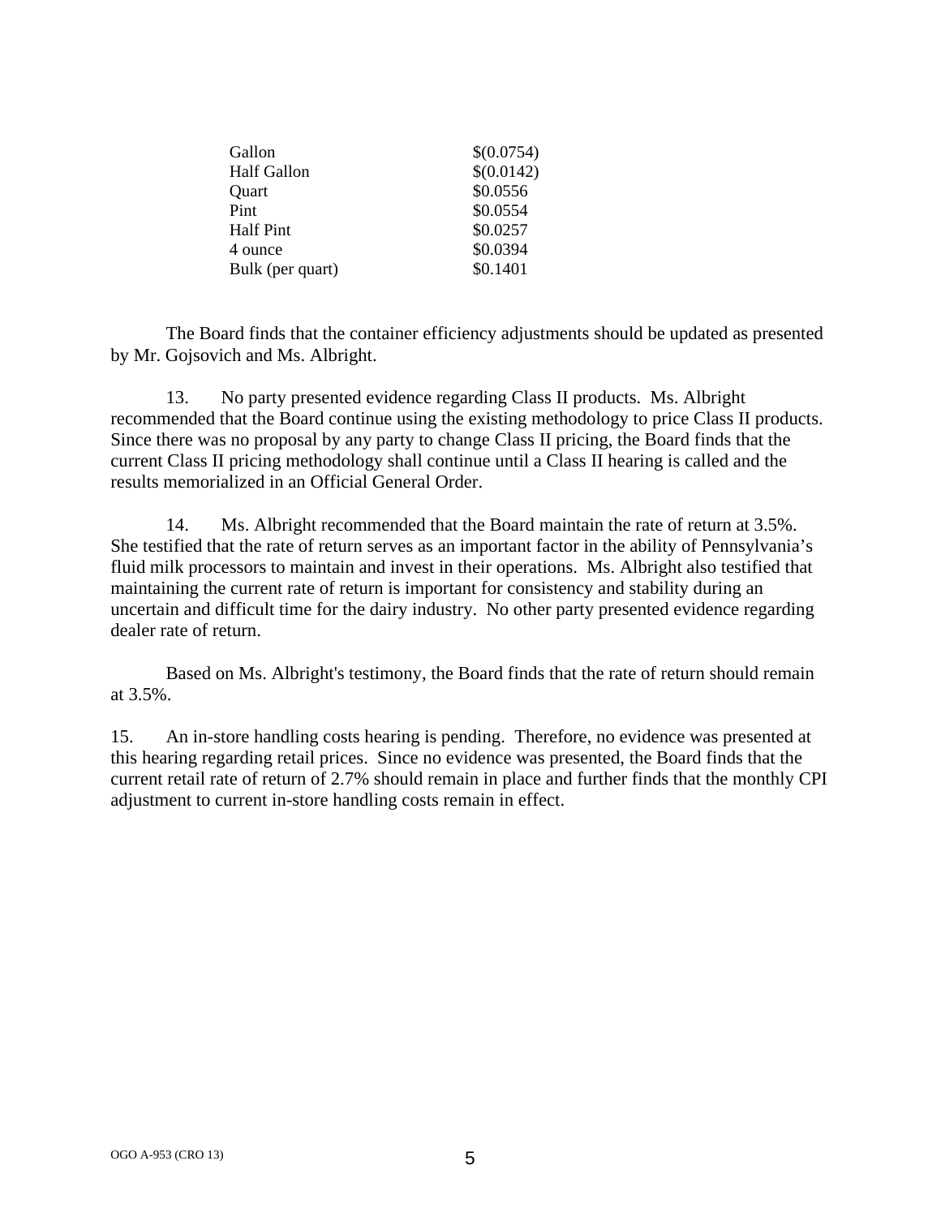| | |
|---|---|
| Gallon | $(0.0754) |
| Half Gallon | $(0.0142) |
| Quart | $0.0556 |
| Pint | $0.0554 |
| Half Pint | $0.0257 |
| 4 ounce | $0.0394 |
| Bulk (per quart) | $0.1401 |

The Board finds that the container efficiency adjustments should be updated as presented by Mr. Gojsovich and Ms. Albright.

13. No party presented evidence regarding Class II products. Ms. Albright recommended that the Board continue using the existing methodology to price Class II products. Since there was no proposal by any party to change Class II pricing, the Board finds that the current Class II pricing methodology shall continue until a Class II hearing is called and the results memorialized in an Official General Order.

14. Ms. Albright recommended that the Board maintain the rate of return at 3.5%. She testified that the rate of return serves as an important factor in the ability of Pennsylvania's fluid milk processors to maintain and invest in their operations. Ms. Albright also testified that maintaining the current rate of return is important for consistency and stability during an uncertain and difficult time for the dairy industry. No other party presented evidence regarding dealer rate of return.

Based on Ms. Albright's testimony, the Board finds that the rate of return should remain at 3.5%.

15. An in-store handling costs hearing is pending. Therefore, no evidence was presented at this hearing regarding retail prices. Since no evidence was presented, the Board finds that the current retail rate of return of 2.7% should remain in place and further finds that the monthly CPI adjustment to current in-store handling costs remain in effect.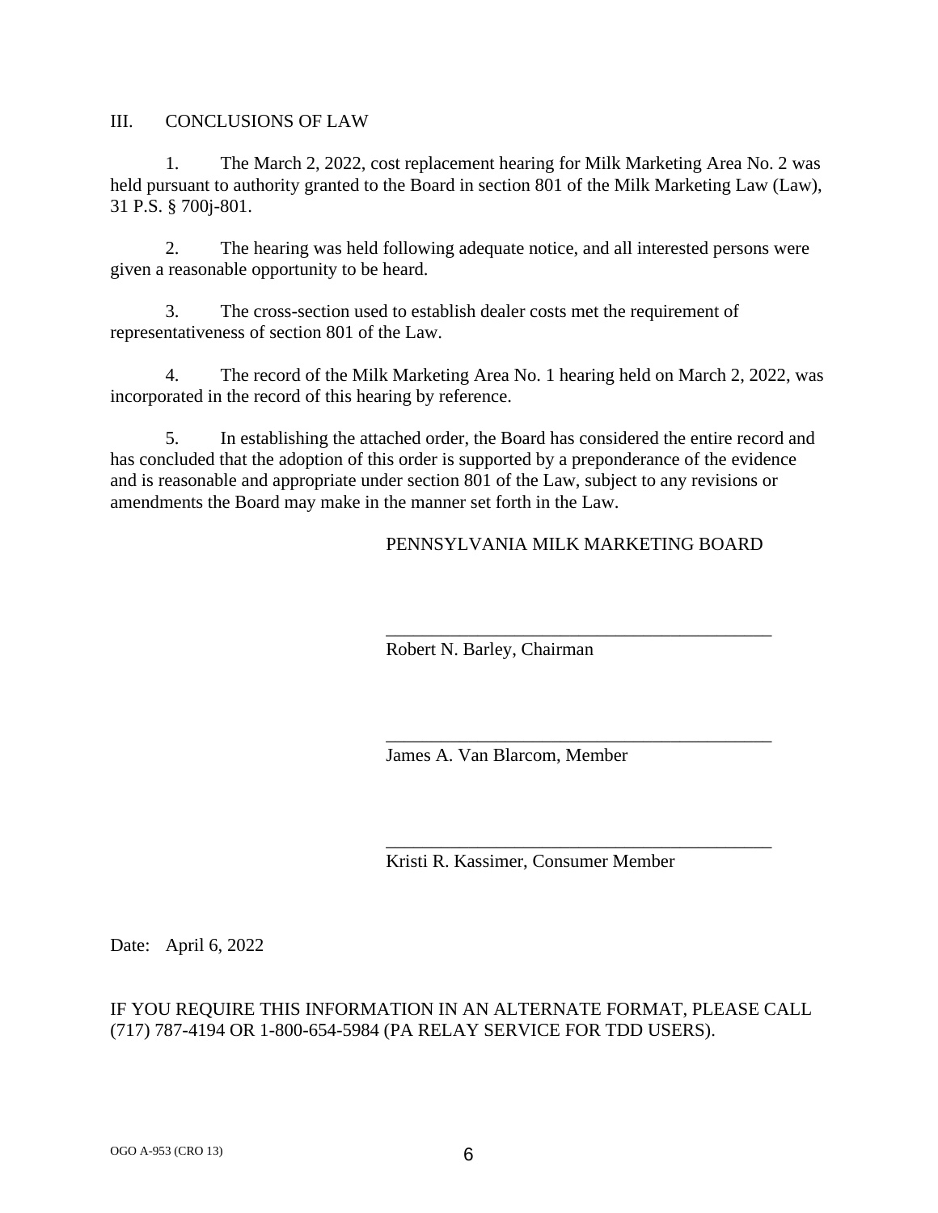## III. CONCLUSIONS OF LAW

1. The March 2, 2022, cost replacement hearing for Milk Marketing Area No. 2 was held pursuant to authority granted to the Board in section 801 of the Milk Marketing Law (Law), 31 P.S. § 700j-801.

2. The hearing was held following adequate notice, and all interested persons were given a reasonable opportunity to be heard.

3. The cross-section used to establish dealer costs met the requirement of representativeness of section 801 of the Law.

4. The record of the Milk Marketing Area No. 1 hearing held on March 2, 2022, was incorporated in the record of this hearing by reference.

5. In establishing the attached order, the Board has considered the entire record and has concluded that the adoption of this order is supported by a preponderance of the evidence and is reasonable and appropriate under section 801 of the Law, subject to any revisions or amendments the Board may make in the manner set forth in the Law.

PENNSYLVANIA MILK MARKETING BOARD

\_\_\_\_\_\_\_\_\_\_\_\_\_\_\_\_\_\_\_\_\_\_\_\_\_\_\_\_\_\_\_\_\_\_\_\_\_\_\_\_\_\_
Robert N. Barley, Chairman

\_\_\_\_\_\_\_\_\_\_\_\_\_\_\_\_\_\_\_\_\_\_\_\_\_\_\_\_\_\_\_\_\_\_\_\_\_\_\_\_\_\_
James A. Van Blarcom, Member

\_\_\_\_\_\_\_\_\_\_\_\_\_\_\_\_\_\_\_\_\_\_\_\_\_\_\_\_\_\_\_\_\_\_\_\_\_\_\_\_\_\_
Kristi R. Kassimer, Consumer Member

Date: April 6, 2022

IF YOU REQUIRE THIS INFORMATION IN AN ALTERNATE FORMAT, PLEASE CALL (717) 787-4194 OR 1-800-654-5984 (PA RELAY SERVICE FOR TDD USERS).

OGO A-953 (CRO 13)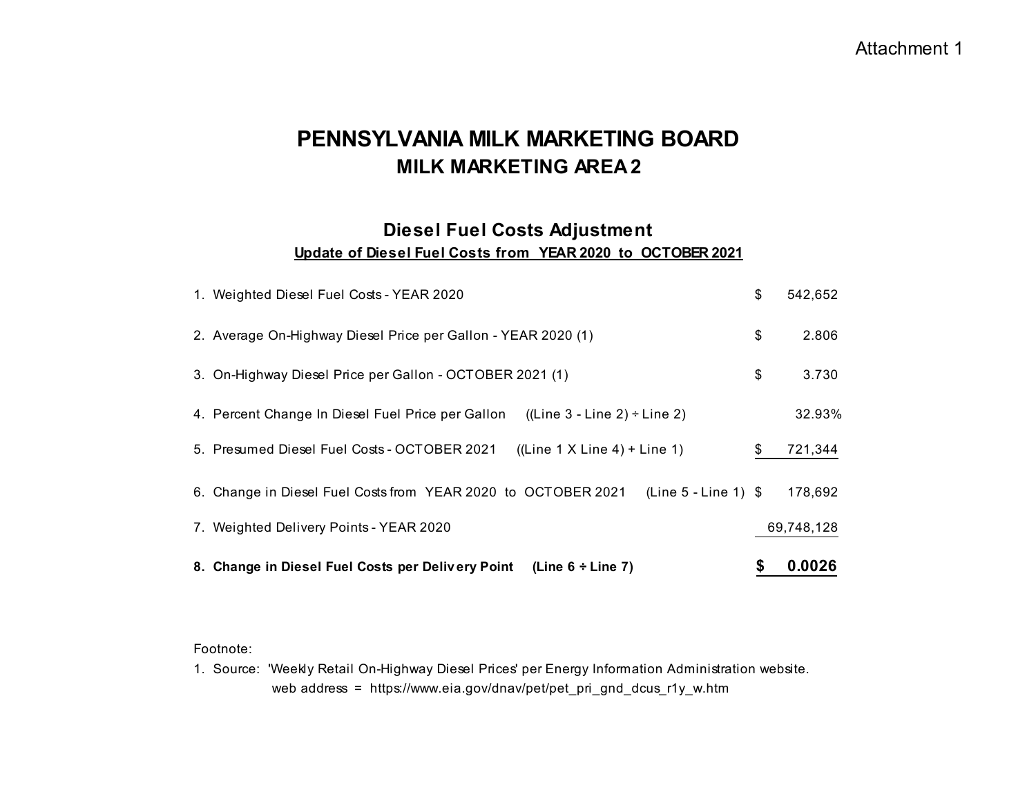Attachment 1

# PENNSYLVANIA MILK MARKETING BOARD
## MILK MARKETING AREA 2

### Diesel Fuel Costs Adjustment
**Update of Diesel Fuel Costs from YEAR 2020 to OCTOBER 2021**

| | | |
|---|---|---|
| 1. Weighted Diesel Fuel Costs - YEAR 2020 | $ | 542,652 |
| 2. Average On-Highway Diesel Price per Gallon - YEAR 2020 (1) | $ | 2.806 |
| 3. On-Highway Diesel Price per Gallon - OCTOBER 2021 (1) | $ | 3.730 |
| 4. Percent Change In Diesel Fuel Price per Gallon ((Line 3 - Line 2) ÷ Line 2) | | 32.93% |
| 5. Presumed Diesel Fuel Costs - OCTOBER 2021 ((Line 1 X Line 4) + Line 1) | $ | 721,344 |
| 6. Change in Diesel Fuel Costs from YEAR 2020 to OCTOBER 2021 (Line 5 - Line 1) | $ | 178,692 |
| 7. Weighted Delivery Points - YEAR 2020 | | 69,748,128 |
| **8. Change in Diesel Fuel Costs per Delivery Point (Line 6 ÷ Line 7)** | **$** | **0.0026** |

Footnote:

1. Source: 'Weekly Retail On-Highway Diesel Prices' per Energy Information Administration website.
   web address = https://www.eia.gov/dnav/pet/pet_pri_gnd_dcus_r1y_w.htm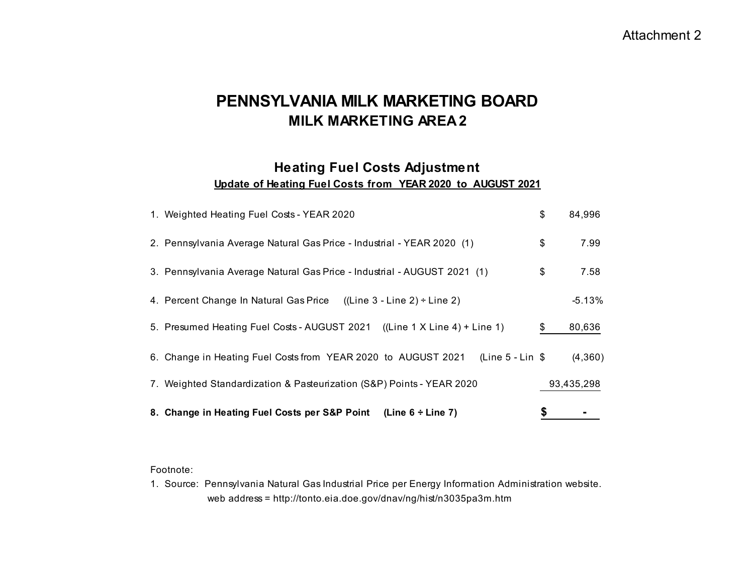Attachment 2

# PENNSYLVANIA MILK MARKETING BOARD
## MILK MARKETING AREA 2

### Heating Fuel Costs Adjustment
**Update of Heating Fuel Costs from YEAR 2020 to AUGUST 2021**

| | | |
|---|---|---|
| 1. Weighted Heating Fuel Costs - YEAR 2020 | $ | 84,996 |
| 2. Pennsylvania Average Natural Gas Price - Industrial - YEAR 2020 (1) | $ | 7.99 |
| 3. Pennsylvania Average Natural Gas Price - Industrial - AUGUST 2021 (1) | $ | 7.58 |
| 4. Percent Change In Natural Gas Price ((Line 3 - Line 2) ÷ Line 2) | | -5.13% |
| 5. Presumed Heating Fuel Costs - AUGUST 2021 ((Line 1 X Line 4) + Line 1) | $ | 80,636 |
| 6. Change in Heating Fuel Costs from YEAR 2020 to AUGUST 2021 (Line 5 - Lin | $ | (4,360) |
| 7. Weighted Standardization & Pasteurization (S&P) Points - YEAR 2020 | | 93,435,298 |
| **8. Change in Heating Fuel Costs per S&P Point (Line 6 ÷ Line 7)** | **$** | **-** |

Footnote:

1. Source: Pennsylvania Natural Gas Industrial Price per Energy Information Administration website.
   web address = http://tonto.eia.doe.gov/dnav/ng/hist/n3035pa3m.htm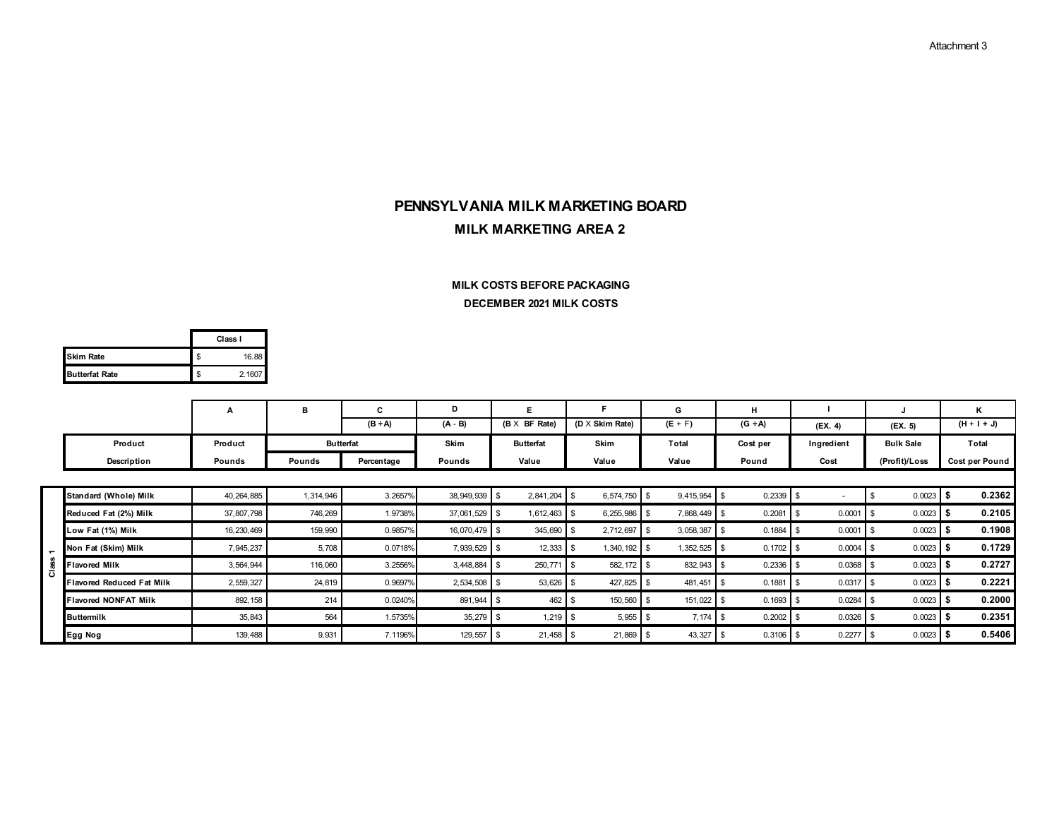Attachment 3

# PENNSYLVANIA MILK MARKETING BOARD

## MILK MARKETING AREA 2

### MILK COSTS BEFORE PACKAGING

### DECEMBER 2021 MILK COSTS

| | Class I |
|---|---|
| Skim Rate | $ 16.88 |
| Butterfat Rate | $ 2.1607 |

| | | A | B | C | D | E | F | G | H | I | J | K |
|---|---|---|---|---|---|---|---|---|---|---|---|---|
| | | | | (B ÷ A) | (A - B) | (B X BF Rate) | (D X Skim Rate) | (E + F) | (G ÷ A) | (EX. 4) | (EX. 5) | (H + I + J) |
| | Product | Product | Butterfat | | Skim | Butterfat | Skim | Total | Cost per | Ingredient | Bulk Sale | Total |
| | Description | Pounds | Pounds | Percentage | Pounds | Value | Value | Value | Pound | Cost | (Profit)/Loss | Cost per Pound |
| Class 1 | Standard (Whole) Milk | 40,264,885 | 1,314,946 | 3.2657% | 38,949,939 | $ 2,841,204 | $ 6,574,750 | $ 9,415,954 | $ 0.2339 | $ - | $ 0.0023 | **$ 0.2362** |
| | Reduced Fat (2%) Milk | 37,807,798 | 746,269 | 1.9738% | 37,061,529 | $ 1,612,463 | $ 6,255,986 | $ 7,868,449 | $ 0.2081 | $ 0.0001 | $ 0.0023 | **$ 0.2105** |
| | Low Fat (1%) Milk | 16,230,469 | 159,990 | 0.9857% | 16,070,479 | $ 345,690 | $ 2,712,697 | $ 3,058,387 | $ 0.1884 | $ 0.0001 | $ 0.0023 | **$ 0.1908** |
| | Non Fat (Skim) Milk | 7,945,237 | 5,708 | 0.0718% | 7,939,529 | $ 12,333 | $ 1,340,192 | $ 1,352,525 | $ 0.1702 | $ 0.0004 | $ 0.0023 | **$ 0.1729** |
| | Flavored Milk | 3,564,944 | 116,060 | 3.2556% | 3,448,884 | $ 250,771 | $ 582,172 | $ 832,943 | $ 0.2336 | $ 0.0368 | $ 0.0023 | **$ 0.2727** |
| | Flavored Reduced Fat Milk | 2,559,327 | 24,819 | 0.9697% | 2,534,508 | $ 53,626 | $ 427,825 | $ 481,451 | $ 0.1881 | $ 0.0317 | $ 0.0023 | **$ 0.2221** |
| | Flavored NONFAT Milk | 892,158 | 214 | 0.0240% | 891,944 | $ 462 | $ 150,560 | $ 151,022 | $ 0.1693 | $ 0.0284 | $ 0.0023 | **$ 0.2000** |
| | Buttermilk | 35,843 | 564 | 1.5735% | 35,279 | $ 1,219 | $ 5,955 | $ 7,174 | $ 0.2002 | $ 0.0326 | $ 0.0023 | **$ 0.2351** |
| | Egg Nog | 139,488 | 9,931 | 7.1196% | 129,557 | $ 21,458 | $ 21,869 | $ 43,327 | $ 0.3106 | $ 0.2277 | $ 0.0023 | **$ 0.5406** |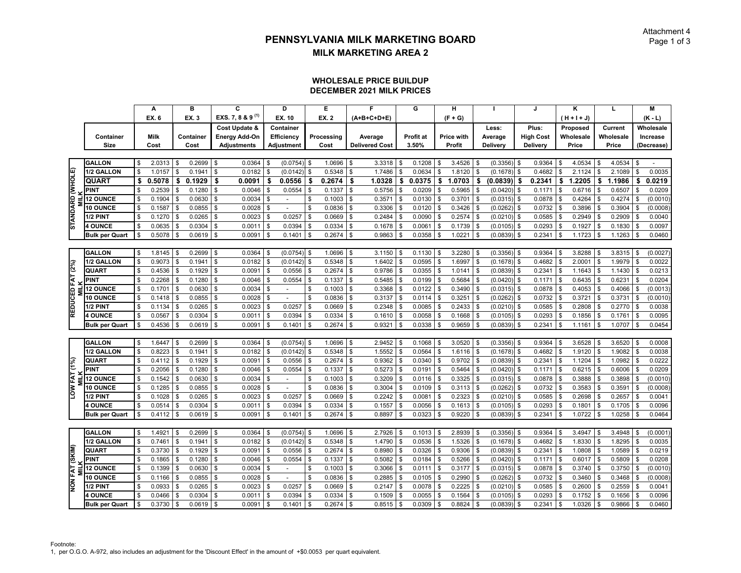Attachment 4
Page 1 of 3

# PENNSYLVANIA MILK MARKETING BOARD

## MILK MARKETING AREA 2

### WHOLESALE PRICE BUILDUP
### DECEMBER 2021 MILK PRICES

| | | A | B | C | D | E | F | G | H | I | J | K | L | M |
|---|---|---|---|---|---|---|---|---|---|---|---|---|---|---|
| | | EX. 6 | EX. 3 | EXS. 7, 8 & 9 [(1)] | EX. 10 | EX. 2 | (A+B+C+D+E) | | (F + G) | | | ( H + I + J) | | (K - L) |
| | Container Size | Milk Cost | Container Cost | Cost Update & Energy Add-On Adjustments | Container Efficiency Adjustment | Processing Cost | Average Delivered Cost | Profit at 3.50% | Price with Profit | Less: Average Delivery | Plus: High Cost Delivery | Proposed Wholesale Price | Current Wholesale Price | Wholesale Increase (Decrease) |
| STANDARD (WHOLE) MILK | GALLON | $ 2.0313 | $ 0.2699 | $ 0.0364 | $ (0.0754) | $ 1.0696 | $ 3.3318 | $ 0.1208 | $ 3.4526 | $ (0.3356) | $ 0.9364 | $ 4.0534 | $ 4.0534 | $ - |
| | 1/2 GALLON | $ 1.0157 | $ 0.1941 | $ 0.0182 | $ (0.0142) | $ 0.5348 | $ 1.7486 | $ 0.0634 | $ 1.8120 | $ (0.1678) | $ 0.4682 | $ 2.1124 | $ 2.1089 | $ 0.0035 |
| | **QUART** | **$ 0.5078** | **$ 0.1929** | **$ 0.0091** | **$ 0.0556** | **$ 0.2674** | **$ 1.0328** | **$ 0.0375** | **$ 1.0703** | **$ (0.0839)** | **$ 0.2341** | **$ 1.2205** | **$ 1.1986** | **$ 0.0219** |
| | PINT | $ 0.2539 | $ 0.1280 | $ 0.0046 | $ 0.0554 | $ 0.1337 | $ 0.5756 | $ 0.0209 | $ 0.5965 | $ (0.0420) | $ 0.1171 | $ 0.6716 | $ 0.6507 | $ 0.0209 |
| | 12 OUNCE | $ 0.1904 | $ 0.0630 | $ 0.0034 | $ - | $ 0.1003 | $ 0.3571 | $ 0.0130 | $ 0.3701 | $ (0.0315) | $ 0.0878 | $ 0.4264 | $ 0.4274 | $ (0.0010) |
| | 10 OUNCE | $ 0.1587 | $ 0.0855 | $ 0.0028 | $ - | $ 0.0836 | $ 0.3306 | $ 0.0120 | $ 0.3426 | $ (0.0262) | $ 0.0732 | $ 0.3896 | $ 0.3904 | $ (0.0008) |
| | 1/2 PINT | $ 0.1270 | $ 0.0265 | $ 0.0023 | $ 0.0257 | $ 0.0669 | $ 0.2484 | $ 0.0090 | $ 0.2574 | $ (0.0210) | $ 0.0585 | $ 0.2949 | $ 0.2909 | $ 0.0040 |
| | 4 OUNCE | $ 0.0635 | $ 0.0304 | $ 0.0011 | $ 0.0394 | $ 0.0334 | $ 0.1678 | $ 0.0061 | $ 0.1739 | $ (0.0105) | $ 0.0293 | $ 0.1927 | $ 0.1830 | $ 0.0097 |
| | Bulk per Quart | $ 0.5078 | $ 0.0619 | $ 0.0091 | $ 0.1401 | $ 0.2674 | $ 0.9863 | $ 0.0358 | $ 1.0221 | $ (0.0839) | $ 0.2341 | $ 1.1723 | $ 1.1263 | $ 0.0460 |
| REDUCED FAT (2%) MILK | GALLON | $ 1.8145 | $ 0.2699 | $ 0.0364 | $ (0.0754) | $ 1.0696 | $ 3.1150 | $ 0.1130 | $ 3.2280 | $ (0.3356) | $ 0.9364 | $ 3.8288 | $ 3.8315 | $ (0.0027) |
| | 1/2 GALLON | $ 0.9073 | $ 0.1941 | $ 0.0182 | $ (0.0142) | $ 0.5348 | $ 1.6402 | $ 0.0595 | $ 1.6997 | $ (0.1678) | $ 0.4682 | $ 2.0001 | $ 1.9979 | $ 0.0022 |
| | QUART | $ 0.4536 | $ 0.1929 | $ 0.0091 | $ 0.0556 | $ 0.2674 | $ 0.9786 | $ 0.0355 | $ 1.0141 | $ (0.0839) | $ 0.2341 | $ 1.1643 | $ 1.1430 | $ 0.0213 |
| | PINT | $ 0.2268 | $ 0.1280 | $ 0.0046 | $ 0.0554 | $ 0.1337 | $ 0.5485 | $ 0.0199 | $ 0.5684 | $ (0.0420) | $ 0.1171 | $ 0.6435 | $ 0.6231 | $ 0.0204 |
| | 12 OUNCE | $ 0.1701 | $ 0.0630 | $ 0.0034 | $ - | $ 0.1003 | $ 0.3368 | $ 0.0122 | $ 0.3490 | $ (0.0315) | $ 0.0878 | $ 0.4053 | $ 0.4066 | $ (0.0013) |
| | 10 OUNCE | $ 0.1418 | $ 0.0855 | $ 0.0028 | $ - | $ 0.0836 | $ 0.3137 | $ 0.0114 | $ 0.3251 | $ (0.0262) | $ 0.0732 | $ 0.3721 | $ 0.3731 | $ (0.0010) |
| | 1/2 PINT | $ 0.1134 | $ 0.0265 | $ 0.0023 | $ 0.0257 | $ 0.0669 | $ 0.2348 | $ 0.0085 | $ 0.2433 | $ (0.0210) | $ 0.0585 | $ 0.2808 | $ 0.2770 | $ 0.0038 |
| | 4 OUNCE | $ 0.0567 | $ 0.0304 | $ 0.0011 | $ 0.0394 | $ 0.0334 | $ 0.1610 | $ 0.0058 | $ 0.1668 | $ (0.0105) | $ 0.0293 | $ 0.1856 | $ 0.1761 | $ 0.0095 |
| | Bulk per Quart | $ 0.4536 | $ 0.0619 | $ 0.0091 | $ 0.1401 | $ 0.2674 | $ 0.9321 | $ 0.0338 | $ 0.9659 | $ (0.0839) | $ 0.2341 | $ 1.1161 | $ 1.0707 | $ 0.0454 |
| LOW FAT (1%) MILK | GALLON | $ 1.6447 | $ 0.2699 | $ 0.0364 | $ (0.0754) | $ 1.0696 | $ 2.9452 | $ 0.1068 | $ 3.0520 | $ (0.3356) | $ 0.9364 | $ 3.6528 | $ 3.6520 | $ 0.0008 |
| | 1/2 GALLON | $ 0.8223 | $ 0.1941 | $ 0.0182 | $ (0.0142) | $ 0.5348 | $ 1.5552 | $ 0.0564 | $ 1.6116 | $ (0.1678) | $ 0.4682 | $ 1.9120 | $ 1.9082 | $ 0.0038 |
| | QUART | $ 0.4112 | $ 0.1929 | $ 0.0091 | $ 0.0556 | $ 0.2674 | $ 0.9362 | $ 0.0340 | $ 0.9702 | $ (0.0839) | $ 0.2341 | $ 1.1204 | $ 1.0982 | $ 0.0222 |
| | PINT | $ 0.2056 | $ 0.1280 | $ 0.0046 | $ 0.0554 | $ 0.1337 | $ 0.5273 | $ 0.0191 | $ 0.5464 | $ (0.0420) | $ 0.1171 | $ 0.6215 | $ 0.6006 | $ 0.0209 |
| | 12 OUNCE | $ 0.1542 | $ 0.0630 | $ 0.0034 | $ - | $ 0.1003 | $ 0.3209 | $ 0.0116 | $ 0.3325 | $ (0.0315) | $ 0.0878 | $ 0.3888 | $ 0.3898 | $ (0.0010) |
| | 10 OUNCE | $ 0.1285 | $ 0.0855 | $ 0.0028 | $ - | $ 0.0836 | $ 0.3004 | $ 0.0109 | $ 0.3113 | $ (0.0262) | $ 0.0732 | $ 0.3583 | $ 0.3591 | $ (0.0008) |
| | 1/2 PINT | $ 0.1028 | $ 0.0265 | $ 0.0023 | $ 0.0257 | $ 0.0669 | $ 0.2242 | $ 0.0081 | $ 0.2323 | $ (0.0210) | $ 0.0585 | $ 0.2698 | $ 0.2657 | $ 0.0041 |
| | 4 OUNCE | $ 0.0514 | $ 0.0304 | $ 0.0011 | $ 0.0394 | $ 0.0334 | $ 0.1557 | $ 0.0056 | $ 0.1613 | $ (0.0105) | $ 0.0293 | $ 0.1801 | $ 0.1705 | $ 0.0096 |
| | Bulk per Quart | $ 0.4112 | $ 0.0619 | $ 0.0091 | $ 0.1401 | $ 0.2674 | $ 0.8897 | $ 0.0323 | $ 0.9220 | $ (0.0839) | $ 0.2341 | $ 1.0722 | $ 1.0258 | $ 0.0464 |
| NON FAT (SKIM) MILK | GALLON | $ 1.4921 | $ 0.2699 | $ 0.0364 | $ (0.0754) | $ 1.0696 | $ 2.7926 | $ 0.1013 | $ 2.8939 | $ (0.3356) | $ 0.9364 | $ 3.4947 | $ 3.4948 | $ (0.0001) |
| | 1/2 GALLON | $ 0.7461 | $ 0.1941 | $ 0.0182 | $ (0.0142) | $ 0.5348 | $ 1.4790 | $ 0.0536 | $ 1.5326 | $ (0.1678) | $ 0.4682 | $ 1.8330 | $ 1.8295 | $ 0.0035 |
| | QUART | $ 0.3730 | $ 0.1929 | $ 0.0091 | $ 0.0556 | $ 0.2674 | $ 0.8980 | $ 0.0326 | $ 0.9306 | $ (0.0839) | $ 0.2341 | $ 1.0808 | $ 1.0589 | $ 0.0219 |
| | PINT | $ 0.1865 | $ 0.1280 | $ 0.0046 | $ 0.0554 | $ 0.1337 | $ 0.5082 | $ 0.0184 | $ 0.5266 | $ (0.0420) | $ 0.1171 | $ 0.6017 | $ 0.5809 | $ 0.0208 |
| | 12 OUNCE | $ 0.1399 | $ 0.0630 | $ 0.0034 | $ - | $ 0.1003 | $ 0.3066 | $ 0.0111 | $ 0.3177 | $ (0.0315) | $ 0.0878 | $ 0.3740 | $ 0.3750 | $ (0.0010) |
| | 10 OUNCE | $ 0.1166 | $ 0.0855 | $ 0.0028 | $ - | $ 0.0836 | $ 0.2885 | $ 0.0105 | $ 0.2990 | $ (0.0262) | $ 0.0732 | $ 0.3460 | $ 0.3468 | $ (0.0008) |
| | 1/2 PINT | $ 0.0933 | $ 0.0265 | $ 0.0023 | $ 0.0257 | $ 0.0669 | $ 0.2147 | $ 0.0078 | $ 0.2225 | $ (0.0210) | $ 0.0585 | $ 0.2600 | $ 0.2559 | $ 0.0041 |
| | 4 OUNCE | $ 0.0466 | $ 0.0304 | $ 0.0011 | $ 0.0394 | $ 0.0334 | $ 0.1509 | $ 0.0055 | $ 0.1564 | $ (0.0105) | $ 0.0293 | $ 0.1752 | $ 0.1656 | $ 0.0096 |
| | Bulk per Quart | $ 0.3730 | $ 0.0619 | $ 0.0091 | $ 0.1401 | $ 0.2674 | $ 0.8515 | $ 0.0309 | $ 0.8824 | $ (0.0839) | $ 0.2341 | $ 1.0326 | $ 0.9866 | $ 0.0460 |

Footnote:
1, per O.G.O. A-972, also includes an adjustment for the 'Discount Effect' in the amount of +$0.0053 per quart equivalent.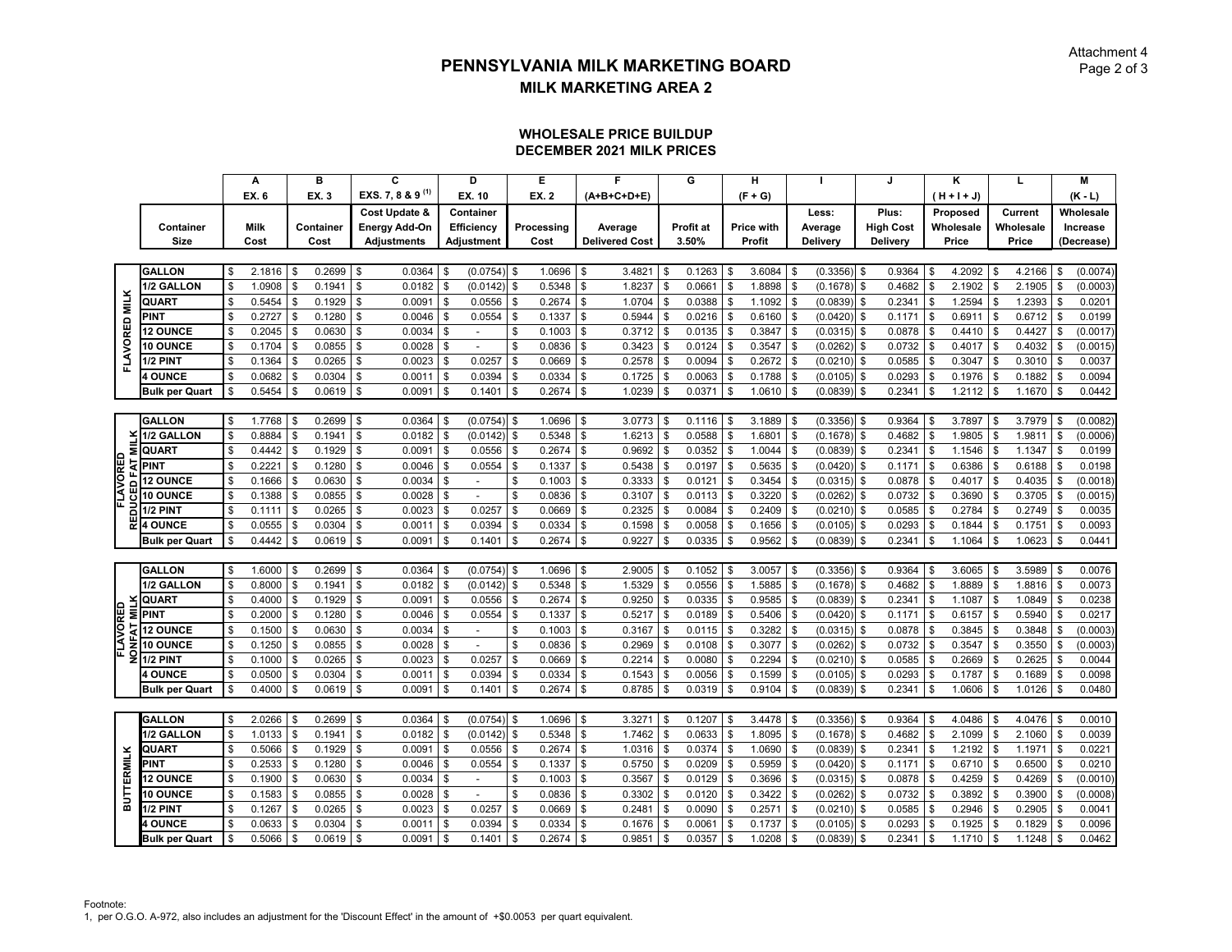# PENNSYLVANIA MILK MARKETING BOARD

## MILK MARKETING AREA 2

### WHOLESALE PRICE BUILDUP
### DECEMBER 2021 MILK PRICES

| | | A | B | C | D | E | F | G | H | I | J | K | L | M |
|---|---|---|---|---|---|---|---|---|---|---|---|---|---|---|
| | | EX. 6 | EX. 3 | EXS. 7, 8 & 9 (1) | EX. 10 | EX. 2 | (A+B+C+D+E) | | (F + G) | | | ( H + I + J) | | (K - L) |
| | Container Size | Milk Cost | Container Cost | Cost Update & Energy Add-On Adjustments | Container Efficiency Adjustment | Processing Cost | Average Delivered Cost | Profit at 3.50% | Price with Profit | Less: Average Delivery | Plus: High Cost Delivery | Proposed Wholesale Price | Current Wholesale Price | Wholesale Increase (Decrease) |
| FLAVORED MILK | GALLON | $ 2.1816 | $ 0.2699 | $ 0.0364 | $ (0.0754) | $ 1.0696 | $ 3.4821 | $ 0.1263 | $ 3.6084 | $ (0.3356) | $ 0.9364 | $ 4.2092 | $ 4.2166 | $ (0.0074) |
| | 1/2 GALLON | $ 1.0908 | $ 0.1941 | $ 0.0182 | $ (0.0142) | $ 0.5348 | $ 1.8237 | $ 0.0661 | $ 1.8898 | $ (0.1678) | $ 0.4682 | $ 2.1902 | $ 2.1905 | $ (0.0003) |
| | QUART | $ 0.5454 | $ 0.1929 | $ 0.0091 | $ 0.0556 | $ 0.2674 | $ 1.0704 | $ 0.0388 | $ 1.1092 | $ (0.0839) | $ 0.2341 | $ 1.2594 | $ 1.2393 | $ 0.0201 |
| | PINT | $ 0.2727 | $ 0.1280 | $ 0.0046 | $ 0.0554 | $ 0.1337 | $ 0.5944 | $ 0.0216 | $ 0.6160 | $ (0.0420) | $ 0.1171 | $ 0.6911 | $ 0.6712 | $ 0.0199 |
| | 12 OUNCE | $ 0.2045 | $ 0.0630 | $ 0.0034 | $ - | $ 0.1003 | $ 0.3712 | $ 0.0135 | $ 0.3847 | $ (0.0315) | $ 0.0878 | $ 0.4410 | $ 0.4427 | $ (0.0017) |
| | 10 OUNCE | $ 0.1704 | $ 0.0855 | $ 0.0028 | $ - | $ 0.0836 | $ 0.3423 | $ 0.0124 | $ 0.3547 | $ (0.0262) | $ 0.0732 | $ 0.4017 | $ 0.4032 | $ (0.0015) |
| | 1/2 PINT | $ 0.1364 | $ 0.0265 | $ 0.0023 | $ 0.0257 | $ 0.0669 | $ 0.2578 | $ 0.0094 | $ 0.2672 | $ (0.0210) | $ 0.0585 | $ 0.3047 | $ 0.3010 | $ 0.0037 |
| | 4 OUNCE | $ 0.0682 | $ 0.0304 | $ 0.0011 | $ 0.0394 | $ 0.0334 | $ 0.1725 | $ 0.0063 | $ 0.1788 | $ (0.0105) | $ 0.0293 | $ 0.1976 | $ 0.1882 | $ 0.0094 |
| | Bulk per Quart | $ 0.5454 | $ 0.0619 | $ 0.0091 | $ 0.1401 | $ 0.2674 | $ 1.0239 | $ 0.0371 | $ 1.0610 | $ (0.0839) | $ 0.2341 | $ 1.2112 | $ 1.1670 | $ 0.0442 |
| FLAVORED REDUCED FAT MILK | GALLON | $ 1.7768 | $ 0.2699 | $ 0.0364 | $ (0.0754) | $ 1.0696 | $ 3.0773 | $ 0.1116 | $ 3.1889 | $ (0.3356) | $ 0.9364 | $ 3.7897 | $ 3.7979 | $ (0.0082) |
| | 1/2 GALLON | $ 0.8884 | $ 0.1941 | $ 0.0182 | $ (0.0142) | $ 0.5348 | $ 1.6213 | $ 0.0588 | $ 1.6801 | $ (0.1678) | $ 0.4682 | $ 1.9805 | $ 1.9811 | $ (0.0006) |
| | QUART | $ 0.4442 | $ 0.1929 | $ 0.0091 | $ 0.0556 | $ 0.2674 | $ 0.9692 | $ 0.0352 | $ 1.0044 | $ (0.0839) | $ 0.2341 | $ 1.1546 | $ 1.1347 | $ 0.0199 |
| | PINT | $ 0.2221 | $ 0.1280 | $ 0.0046 | $ 0.0554 | $ 0.1337 | $ 0.5438 | $ 0.0197 | $ 0.5635 | $ (0.0420) | $ 0.1171 | $ 0.6386 | $ 0.6188 | $ 0.0198 |
| | 12 OUNCE | $ 0.1666 | $ 0.0630 | $ 0.0034 | $ - | $ 0.1003 | $ 0.3333 | $ 0.0121 | $ 0.3454 | $ (0.0315) | $ 0.0878 | $ 0.4017 | $ 0.4035 | $ (0.0018) |
| | 10 OUNCE | $ 0.1388 | $ 0.0855 | $ 0.0028 | $ - | $ 0.0836 | $ 0.3107 | $ 0.0113 | $ 0.3220 | $ (0.0262) | $ 0.0732 | $ 0.3690 | $ 0.3705 | $ (0.0015) |
| | 1/2 PINT | $ 0.1111 | $ 0.0265 | $ 0.0023 | $ 0.0257 | $ 0.0669 | $ 0.2325 | $ 0.0084 | $ 0.2409 | $ (0.0210) | $ 0.0585 | $ 0.2784 | $ 0.2749 | $ 0.0035 |
| | 4 OUNCE | $ 0.0555 | $ 0.0304 | $ 0.0011 | $ 0.0394 | $ 0.0334 | $ 0.1598 | $ 0.0058 | $ 0.1656 | $ (0.0105) | $ 0.0293 | $ 0.1844 | $ 0.1751 | $ 0.0093 |
| | Bulk per Quart | $ 0.4442 | $ 0.0619 | $ 0.0091 | $ 0.1401 | $ 0.2674 | $ 0.9227 | $ 0.0335 | $ 0.9562 | $ (0.0839) | $ 0.2341 | $ 1.1064 | $ 1.0623 | $ 0.0441 |
| FLAVORED NONFAT MILK | GALLON | $ 1.6000 | $ 0.2699 | $ 0.0364 | $ (0.0754) | $ 1.0696 | $ 2.9005 | $ 0.1052 | $ 3.0057 | $ (0.3356) | $ 0.9364 | $ 3.6065 | $ 3.5989 | $ 0.0076 |
| | 1/2 GALLON | $ 0.8000 | $ 0.1941 | $ 0.0182 | $ (0.0142) | $ 0.5348 | $ 1.5329 | $ 0.0556 | $ 1.5885 | $ (0.1678) | $ 0.4682 | $ 1.8889 | $ 1.8816 | $ 0.0073 |
| | QUART | $ 0.4000 | $ 0.1929 | $ 0.0091 | $ 0.0556 | $ 0.2674 | $ 0.9250 | $ 0.0335 | $ 0.9585 | $ (0.0839) | $ 0.2341 | $ 1.1087 | $ 1.0849 | $ 0.0238 |
| | PINT | $ 0.2000 | $ 0.1280 | $ 0.0046 | $ 0.0554 | $ 0.1337 | $ 0.5217 | $ 0.0189 | $ 0.5406 | $ (0.0420) | $ 0.1171 | $ 0.6157 | $ 0.5940 | $ 0.0217 |
| | 12 OUNCE | $ 0.1500 | $ 0.0630 | $ 0.0034 | $ - | $ 0.1003 | $ 0.3167 | $ 0.0115 | $ 0.3282 | $ (0.0315) | $ 0.0878 | $ 0.3845 | $ 0.3848 | $ (0.0003) |
| | 10 OUNCE | $ 0.1250 | $ 0.0855 | $ 0.0028 | $ - | $ 0.0836 | $ 0.2969 | $ 0.0108 | $ 0.3077 | $ (0.0262) | $ 0.0732 | $ 0.3547 | $ 0.3550 | $ (0.0003) |
| | 1/2 PINT | $ 0.1000 | $ 0.0265 | $ 0.0023 | $ 0.0257 | $ 0.0669 | $ 0.2214 | $ 0.0080 | $ 0.2294 | $ (0.0210) | $ 0.0585 | $ 0.2669 | $ 0.2625 | $ 0.0044 |
| | 4 OUNCE | $ 0.0500 | $ 0.0304 | $ 0.0011 | $ 0.0394 | $ 0.0334 | $ 0.1543 | $ 0.0056 | $ 0.1599 | $ (0.0105) | $ 0.0293 | $ 0.1787 | $ 0.1689 | $ 0.0098 |
| | Bulk per Quart | $ 0.4000 | $ 0.0619 | $ 0.0091 | $ 0.1401 | $ 0.2674 | $ 0.8785 | $ 0.0319 | $ 0.9104 | $ (0.0839) | $ 0.2341 | $ 1.0606 | $ 1.0126 | $ 0.0480 |
| BUTTERMILK | GALLON | $ 2.0266 | $ 0.2699 | $ 0.0364 | $ (0.0754) | $ 1.0696 | $ 3.3271 | $ 0.1207 | $ 3.4478 | $ (0.3356) | $ 0.9364 | $ 4.0486 | $ 4.0476 | $ 0.0010 |
| | 1/2 GALLON | $ 1.0133 | $ 0.1941 | $ 0.0182 | $ (0.0142) | $ 0.5348 | $ 1.7462 | $ 0.0633 | $ 1.8095 | $ (0.1678) | $ 0.4682 | $ 2.1099 | $ 2.1060 | $ 0.0039 |
| | QUART | $ 0.5066 | $ 0.1929 | $ 0.0091 | $ 0.0556 | $ 0.2674 | $ 1.0316 | $ 0.0374 | $ 1.0690 | $ (0.0839) | $ 0.2341 | $ 1.2192 | $ 1.1971 | $ 0.0221 |
| | PINT | $ 0.2533 | $ 0.1280 | $ 0.0046 | $ 0.0554 | $ 0.1337 | $ 0.5750 | $ 0.0209 | $ 0.5959 | $ (0.0420) | $ 0.1171 | $ 0.6710 | $ 0.6500 | $ 0.0210 |
| | 12 OUNCE | $ 0.1900 | $ 0.0630 | $ 0.0034 | $ - | $ 0.1003 | $ 0.3567 | $ 0.0129 | $ 0.3696 | $ (0.0315) | $ 0.0878 | $ 0.4259 | $ 0.4269 | $ (0.0010) |
| | 10 OUNCE | $ 0.1583 | $ 0.0855 | $ 0.0028 | $ - | $ 0.0836 | $ 0.3302 | $ 0.0120 | $ 0.3422 | $ (0.0262) | $ 0.0732 | $ 0.3892 | $ 0.3900 | $ (0.0008) |
| | 1/2 PINT | $ 0.1267 | $ 0.0265 | $ 0.0023 | $ 0.0257 | $ 0.0669 | $ 0.2481 | $ 0.0090 | $ 0.2571 | $ (0.0210) | $ 0.0585 | $ 0.2946 | $ 0.2905 | $ 0.0041 |
| | 4 OUNCE | $ 0.0633 | $ 0.0304 | $ 0.0011 | $ 0.0394 | $ 0.0334 | $ 0.1676 | $ 0.0061 | $ 0.1737 | $ (0.0105) | $ 0.0293 | $ 0.1925 | $ 0.1829 | $ 0.0096 |
| | Bulk per Quart | $ 0.5066 | $ 0.0619 | $ 0.0091 | $ 0.1401 | $ 0.2674 | $ 0.9851 | $ 0.0357 | $ 1.0208 | $ (0.0839) | $ 0.2341 | $ 1.1710 | $ 1.1248 | $ 0.0462 |

Footnote:
1, per O.G.O. A-972, also includes an adjustment for the 'Discount Effect' in the amount of +$0.0053 per quart equivalent.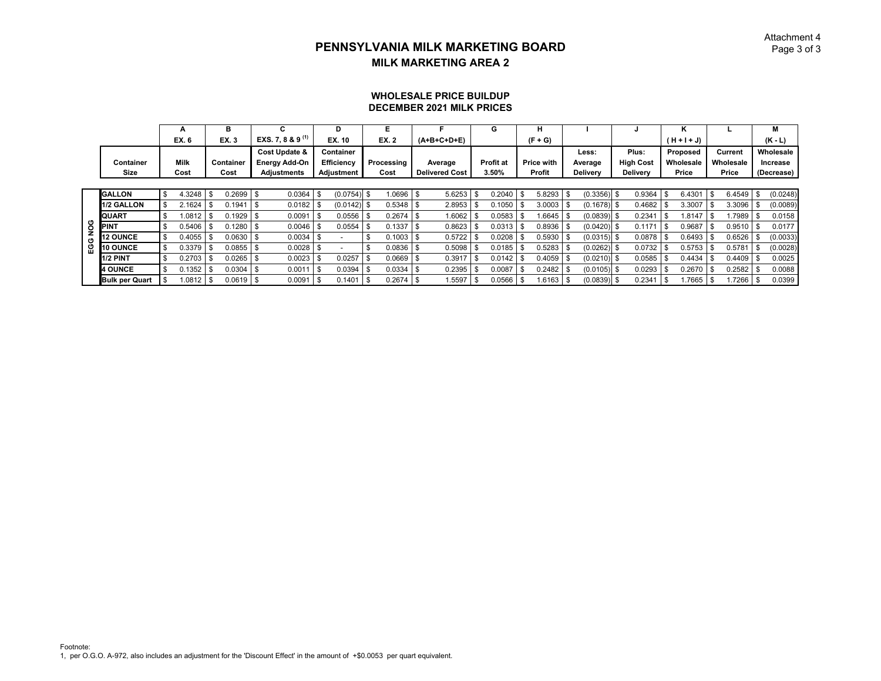Attachment 4

# PENNSYLVANIA MILK MARKETING BOARD

## MILK MARKETING AREA 2

### WHOLESALE PRICE BUILDUP
### DECEMBER 2021 MILK PRICES

| | | A | B | C | D | E | F | G | H | I | J | K | L | M |
|---|---|---|---|---|---|---|---|---|---|---|---|---|---|---|
| | | EX. 6 | EX. 3 | EXS. 7, 8 & 9 [1] | EX. 10 | EX. 2 | (A+B+C+D+E) | | (F + G) | | | ( H + I + J) | | (K - L) |
| | Container Size | Milk Cost | Container Cost | Cost Update & Energy Add-On Adjustments | Container Efficiency Adjustment | Processing Cost | Average Delivered Cost | Profit at 3.50% | Price with Profit | Less: Average Delivery | Plus: High Cost Delivery | Proposed Wholesale Price | Current Wholesale Price | Wholesale Increase (Decrease) |
| EGG NOG | GALLON | $ 4.3248 | $ 0.2699 | $ 0.0364 | $ (0.0754) | $ 1.0696 | $ 5.6253 | $ 0.2040 | $ 5.8293 | $ (0.3356) | $ 0.9364 | $ 6.4301 | $ 6.4549 | $ (0.0248) |
| EGG NOG | 1/2 GALLON | $ 2.1624 | $ 0.1941 | $ 0.0182 | $ (0.0142) | $ 0.5348 | $ 2.8953 | $ 0.1050 | $ 3.0003 | $ (0.1678) | $ 0.4682 | $ 3.3007 | $ 3.3096 | $ (0.0089) |
| EGG NOG | QUART | $ 1.0812 | $ 0.1929 | $ 0.0091 | $ 0.0556 | $ 0.2674 | $ 1.6062 | $ 0.0583 | $ 1.6645 | $ (0.0839) | $ 0.2341 | $ 1.8147 | $ 1.7989 | $ 0.0158 |
| EGG NOG | PINT | $ 0.5406 | $ 0.1280 | $ 0.0046 | $ 0.0554 | $ 0.1337 | $ 0.8623 | $ 0.0313 | $ 0.8936 | $ (0.0420) | $ 0.1171 | $ 0.9687 | $ 0.9510 | $ 0.0177 |
| EGG NOG | 12 OUNCE | $ 0.4055 | $ 0.0630 | $ 0.0034 | $ - | $ 0.1003 | $ 0.5722 | $ 0.0208 | $ 0.5930 | $ (0.0315) | $ 0.0878 | $ 0.6493 | $ 0.6526 | $ (0.0033) |
| EGG NOG | 10 OUNCE | $ 0.3379 | $ 0.0855 | $ 0.0028 | $ - | $ 0.0836 | $ 0.5098 | $ 0.0185 | $ 0.5283 | $ (0.0262) | $ 0.0732 | $ 0.5753 | $ 0.5781 | $ (0.0028) |
| EGG NOG | 1/2 PINT | $ 0.2703 | $ 0.0265 | $ 0.0023 | $ 0.0257 | $ 0.0669 | $ 0.3917 | $ 0.0142 | $ 0.4059 | $ (0.0210) | $ 0.0585 | $ 0.4434 | $ 0.4409 | $ 0.0025 |
| EGG NOG | 4 OUNCE | $ 0.1352 | $ 0.0304 | $ 0.0011 | $ 0.0394 | $ 0.0334 | $ 0.2395 | $ 0.0087 | $ 0.2482 | $ (0.0105) | $ 0.0293 | $ 0.2670 | $ 0.2582 | $ 0.0088 |
| EGG NOG | Bulk per Quart | $ 1.0812 | $ 0.0619 | $ 0.0091 | $ 0.1401 | $ 0.2674 | $ 1.5597 | $ 0.0566 | $ 1.6163 | $ (0.0839) | $ 0.2341 | $ 1.7665 | $ 1.7266 | $ 0.0399 |

Footnote:
1, per O.G.O. A-972, also includes an adjustment for the 'Discount Effect' in the amount of +$0.0053 per quart equivalent.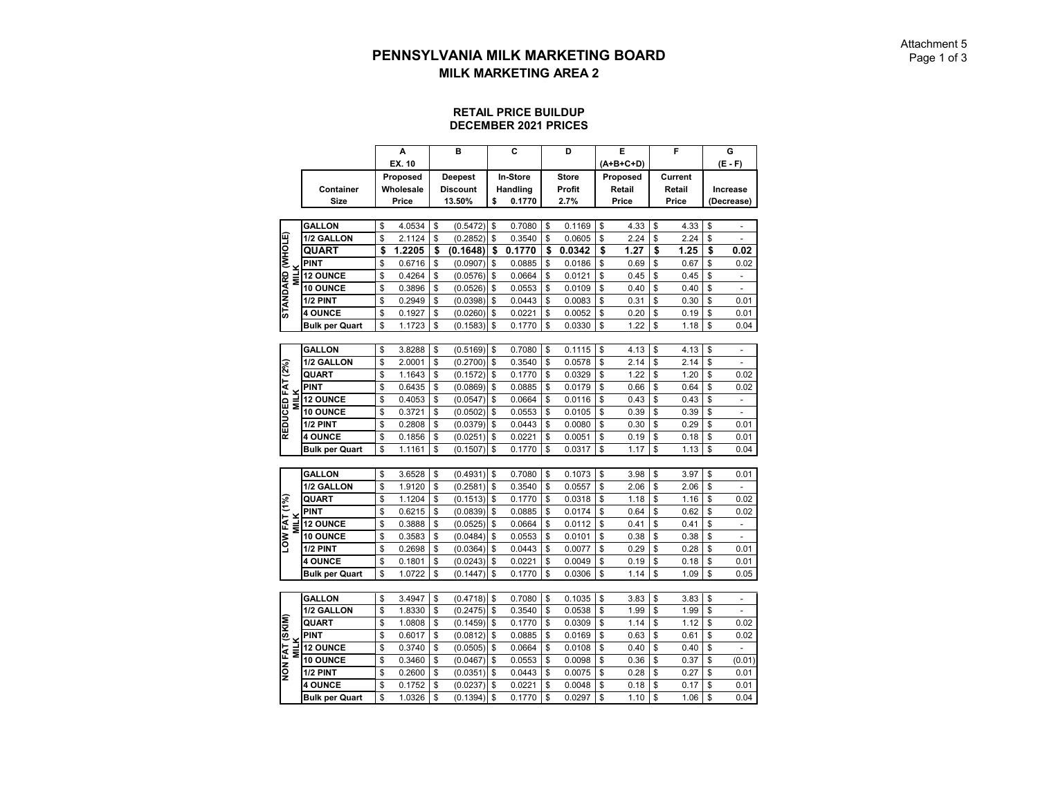Attachment 5

# PENNSYLVANIA MILK MARKETING BOARD

## MILK MARKETING AREA 2

### RETAIL PRICE BUILDUP
### DECEMBER 2021 PRICES

| | | A | B | C | D | E | F | G |
|---|---|---|---|---|---|---|---|---|
| | | EX. 10 | | | | (A+B+C+D) | | (E - F) |
| | Container Size | Proposed Wholesale Price | Deepest Discount 13.50% | In-Store Handling $ 0.1770 | Store Profit 2.7% | Proposed Retail Price | Current Retail Price | Increase (Decrease) |
| STANDARD (WHOLE) MILK | GALLON | $ 4.0534 | $ (0.5472) | $ 0.7080 | $ 0.1169 | $ 4.33 | $ 4.33 | $ - |
| | 1/2 GALLON | $ 2.1124 | $ (0.2852) | $ 0.3540 | $ 0.0605 | $ 2.24 | $ 2.24 | $ - |
| | **QUART** | **$ 1.2205** | **$ (0.1648)** | **$ 0.1770** | **$ 0.0342** | **$ 1.27** | **$ 1.25** | **$ 0.02** |
| | PINT | $ 0.6716 | $ (0.0907) | $ 0.0885 | $ 0.0186 | $ 0.69 | $ 0.67 | $ 0.02 |
| | 12 OUNCE | $ 0.4264 | $ (0.0576) | $ 0.0664 | $ 0.0121 | $ 0.45 | $ 0.45 | $ - |
| | 10 OUNCE | $ 0.3896 | $ (0.0526) | $ 0.0553 | $ 0.0109 | $ 0.40 | $ 0.40 | $ - |
| | 1/2 PINT | $ 0.2949 | $ (0.0398) | $ 0.0443 | $ 0.0083 | $ 0.31 | $ 0.30 | $ 0.01 |
| | 4 OUNCE | $ 0.1927 | $ (0.0260) | $ 0.0221 | $ 0.0052 | $ 0.20 | $ 0.19 | $ 0.01 |
| | Bulk per Quart | $ 1.1723 | $ (0.1583) | $ 0.1770 | $ 0.0330 | $ 1.22 | $ 1.18 | $ 0.04 |
| REDUCED FAT (2%) MILK | GALLON | $ 3.8288 | $ (0.5169) | $ 0.7080 | $ 0.1115 | $ 4.13 | $ 4.13 | $ - |
| | 1/2 GALLON | $ 2.0001 | $ (0.2700) | $ 0.3540 | $ 0.0578 | $ 2.14 | $ 2.14 | $ - |
| | QUART | $ 1.1643 | $ (0.1572) | $ 0.1770 | $ 0.0329 | $ 1.22 | $ 1.20 | $ 0.02 |
| | PINT | $ 0.6435 | $ (0.0869) | $ 0.0885 | $ 0.0179 | $ 0.66 | $ 0.64 | $ 0.02 |
| | 12 OUNCE | $ 0.4053 | $ (0.0547) | $ 0.0664 | $ 0.0116 | $ 0.43 | $ 0.43 | $ - |
| | 10 OUNCE | $ 0.3721 | $ (0.0502) | $ 0.0553 | $ 0.0105 | $ 0.39 | $ 0.39 | $ - |
| | 1/2 PINT | $ 0.2808 | $ (0.0379) | $ 0.0443 | $ 0.0080 | $ 0.30 | $ 0.29 | $ 0.01 |
| | 4 OUNCE | $ 0.1856 | $ (0.0251) | $ 0.0221 | $ 0.0051 | $ 0.19 | $ 0.18 | $ 0.01 |
| | Bulk per Quart | $ 1.1161 | $ (0.1507) | $ 0.1770 | $ 0.0317 | $ 1.17 | $ 1.13 | $ 0.04 |
| LOW FAT (1%) MILK | GALLON | $ 3.6528 | $ (0.4931) | $ 0.7080 | $ 0.1073 | $ 3.98 | $ 3.97 | $ 0.01 |
| | 1/2 GALLON | $ 1.9120 | $ (0.2581) | $ 0.3540 | $ 0.0557 | $ 2.06 | $ 2.06 | $ - |
| | QUART | $ 1.1204 | $ (0.1513) | $ 0.1770 | $ 0.0318 | $ 1.18 | $ 1.16 | $ 0.02 |
| | PINT | $ 0.6215 | $ (0.0839) | $ 0.0885 | $ 0.0174 | $ 0.64 | $ 0.62 | $ 0.02 |
| | 12 OUNCE | $ 0.3888 | $ (0.0525) | $ 0.0664 | $ 0.0112 | $ 0.41 | $ 0.41 | $ - |
| | 10 OUNCE | $ 0.3583 | $ (0.0484) | $ 0.0553 | $ 0.0101 | $ 0.38 | $ 0.38 | $ - |
| | 1/2 PINT | $ 0.2698 | $ (0.0364) | $ 0.0443 | $ 0.0077 | $ 0.29 | $ 0.28 | $ 0.01 |
| | 4 OUNCE | $ 0.1801 | $ (0.0243) | $ 0.0221 | $ 0.0049 | $ 0.19 | $ 0.18 | $ 0.01 |
| | Bulk per Quart | $ 1.0722 | $ (0.1447) | $ 0.1770 | $ 0.0306 | $ 1.14 | $ 1.09 | $ 0.05 |
| NON FAT (SKIM) MILK | GALLON | $ 3.4947 | $ (0.4718) | $ 0.7080 | $ 0.1035 | $ 3.83 | $ 3.83 | $ - |
| | 1/2 GALLON | $ 1.8330 | $ (0.2475) | $ 0.3540 | $ 0.0538 | $ 1.99 | $ 1.99 | $ - |
| | QUART | $ 1.0808 | $ (0.1459) | $ 0.1770 | $ 0.0309 | $ 1.14 | $ 1.12 | $ 0.02 |
| | PINT | $ 0.6017 | $ (0.0812) | $ 0.0885 | $ 0.0169 | $ 0.63 | $ 0.61 | $ 0.02 |
| | 12 OUNCE | $ 0.3740 | $ (0.0505) | $ 0.0664 | $ 0.0108 | $ 0.40 | $ 0.40 | $ - |
| | 10 OUNCE | $ 0.3460 | $ (0.0467) | $ 0.0553 | $ 0.0098 | $ 0.36 | $ 0.37 | $ (0.01) |
| | 1/2 PINT | $ 0.2600 | $ (0.0351) | $ 0.0443 | $ 0.0075 | $ 0.28 | $ 0.27 | $ 0.01 |
| | 4 OUNCE | $ 0.1752 | $ (0.0237) | $ 0.0221 | $ 0.0048 | $ 0.18 | $ 0.17 | $ 0.01 |
| | Bulk per Quart | $ 1.0326 | $ (0.1394) | $ 0.1770 | $ 0.0297 | $ 1.10 | $ 1.06 | $ 0.04 |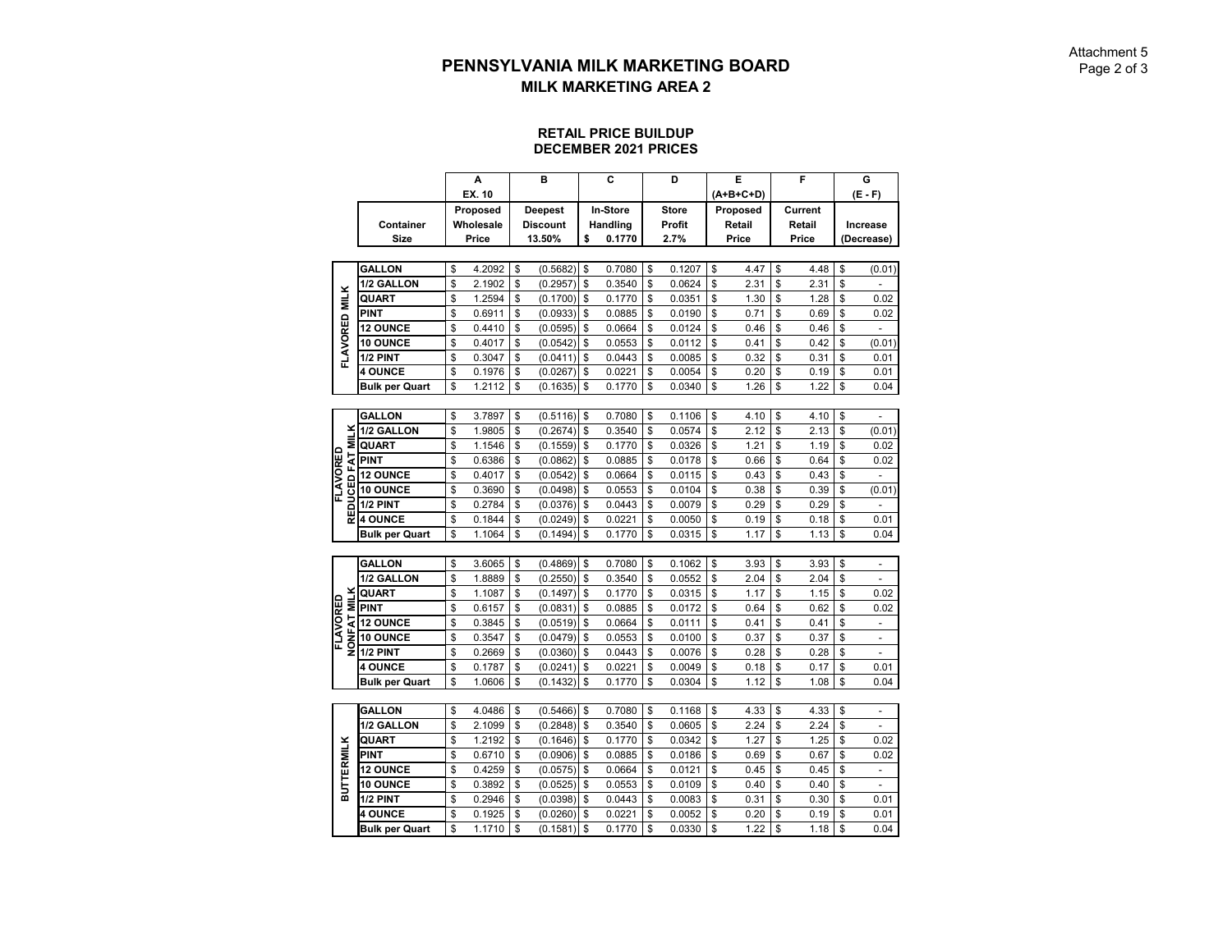# PENNSYLVANIA MILK MARKETING BOARD

## MILK MARKETING AREA 2

### RETAIL PRICE BUILDUP
### DECEMBER 2021 PRICES

| | | A | B | C | D | E | F | G |
|---|---|---|---|---|---|---|---|---|
| | | EX. 10 | | | | (A+B+C+D) | | (E - F) |
| | Container Size | Proposed Wholesale Price | Deepest Discount 13.50% | In-Store Handling $ 0.1770 | Store Profit 2.7% | Proposed Retail Price | Current Retail Price | Increase (Decrease) |
| FLAVORED MILK | GALLON | $ 4.2092 | $ (0.5682) | $ 0.7080 | $ 0.1207 | $ 4.47 | $ 4.48 | $ (0.01) |
| | 1/2 GALLON | $ 2.1902 | $ (0.2957) | $ 0.3540 | $ 0.0624 | $ 2.31 | $ 2.31 | $ - |
| | QUART | $ 1.2594 | $ (0.1700) | $ 0.1770 | $ 0.0351 | $ 1.30 | $ 1.28 | $ 0.02 |
| | PINT | $ 0.6911 | $ (0.0933) | $ 0.0885 | $ 0.0190 | $ 0.71 | $ 0.69 | $ 0.02 |
| | 12 OUNCE | $ 0.4410 | $ (0.0595) | $ 0.0664 | $ 0.0124 | $ 0.46 | $ 0.46 | $ - |
| | 10 OUNCE | $ 0.4017 | $ (0.0542) | $ 0.0553 | $ 0.0112 | $ 0.41 | $ 0.42 | $ (0.01) |
| | 1/2 PINT | $ 0.3047 | $ (0.0411) | $ 0.0443 | $ 0.0085 | $ 0.32 | $ 0.31 | $ 0.01 |
| | 4 OUNCE | $ 0.1976 | $ (0.0267) | $ 0.0221 | $ 0.0054 | $ 0.20 | $ 0.19 | $ 0.01 |
| | Bulk per Quart | $ 1.2112 | $ (0.1635) | $ 0.1770 | $ 0.0340 | $ 1.26 | $ 1.22 | $ 0.04 |
| FLAVORED REDUCED FAT MILK | GALLON | $ 3.7897 | $ (0.5116) | $ 0.7080 | $ 0.1106 | $ 4.10 | $ 4.10 | $ - |
| | 1/2 GALLON | $ 1.9805 | $ (0.2674) | $ 0.3540 | $ 0.0574 | $ 2.12 | $ 2.13 | $ (0.01) |
| | QUART | $ 1.1546 | $ (0.1559) | $ 0.1770 | $ 0.0326 | $ 1.21 | $ 1.19 | $ 0.02 |
| | PINT | $ 0.6386 | $ (0.0862) | $ 0.0885 | $ 0.0178 | $ 0.66 | $ 0.64 | $ 0.02 |
| | 12 OUNCE | $ 0.4017 | $ (0.0542) | $ 0.0664 | $ 0.0115 | $ 0.43 | $ 0.43 | $ - |
| | 10 OUNCE | $ 0.3690 | $ (0.0498) | $ 0.0553 | $ 0.0104 | $ 0.38 | $ 0.39 | $ (0.01) |
| | 1/2 PINT | $ 0.2784 | $ (0.0376) | $ 0.0443 | $ 0.0079 | $ 0.29 | $ 0.29 | $ - |
| | 4 OUNCE | $ 0.1844 | $ (0.0249) | $ 0.0221 | $ 0.0050 | $ 0.19 | $ 0.18 | $ 0.01 |
| | Bulk per Quart | $ 1.1064 | $ (0.1494) | $ 0.1770 | $ 0.0315 | $ 1.17 | $ 1.13 | $ 0.04 |
| FLAVORED NONFAT MILK | GALLON | $ 3.6065 | $ (0.4869) | $ 0.7080 | $ 0.1062 | $ 3.93 | $ 3.93 | $ - |
| | 1/2 GALLON | $ 1.8889 | $ (0.2550) | $ 0.3540 | $ 0.0552 | $ 2.04 | $ 2.04 | $ - |
| | QUART | $ 1.1087 | $ (0.1497) | $ 0.1770 | $ 0.0315 | $ 1.17 | $ 1.15 | $ 0.02 |
| | PINT | $ 0.6157 | $ (0.0831) | $ 0.0885 | $ 0.0172 | $ 0.64 | $ 0.62 | $ 0.02 |
| | 12 OUNCE | $ 0.3845 | $ (0.0519) | $ 0.0664 | $ 0.0111 | $ 0.41 | $ 0.41 | $ - |
| | 10 OUNCE | $ 0.3547 | $ (0.0479) | $ 0.0553 | $ 0.0100 | $ 0.37 | $ 0.37 | $ - |
| | 1/2 PINT | $ 0.2669 | $ (0.0360) | $ 0.0443 | $ 0.0076 | $ 0.28 | $ 0.28 | $ - |
| | 4 OUNCE | $ 0.1787 | $ (0.0241) | $ 0.0221 | $ 0.0049 | $ 0.18 | $ 0.17 | $ 0.01 |
| | Bulk per Quart | $ 1.0606 | $ (0.1432) | $ 0.1770 | $ 0.0304 | $ 1.12 | $ 1.08 | $ 0.04 |
| BUTTERMILK | GALLON | $ 4.0486 | $ (0.5466) | $ 0.7080 | $ 0.1168 | $ 4.33 | $ 4.33 | $ - |
| | 1/2 GALLON | $ 2.1099 | $ (0.2848) | $ 0.3540 | $ 0.0605 | $ 2.24 | $ 2.24 | $ - |
| | QUART | $ 1.2192 | $ (0.1646) | $ 0.1770 | $ 0.0342 | $ 1.27 | $ 1.25 | $ 0.02 |
| | PINT | $ 0.6710 | $ (0.0906) | $ 0.0885 | $ 0.0186 | $ 0.69 | $ 0.67 | $ 0.02 |
| | 12 OUNCE | $ 0.4259 | $ (0.0575) | $ 0.0664 | $ 0.0121 | $ 0.45 | $ 0.45 | $ - |
| | 10 OUNCE | $ 0.3892 | $ (0.0525) | $ 0.0553 | $ 0.0109 | $ 0.40 | $ 0.40 | $ - |
| | 1/2 PINT | $ 0.2946 | $ (0.0398) | $ 0.0443 | $ 0.0083 | $ 0.31 | $ 0.30 | $ 0.01 |
| | 4 OUNCE | $ 0.1925 | $ (0.0260) | $ 0.0221 | $ 0.0052 | $ 0.20 | $ 0.19 | $ 0.01 |
| | Bulk per Quart | $ 1.1710 | $ (0.1581) | $ 0.1770 | $ 0.0330 | $ 1.22 | $ 1.18 | $ 0.04 |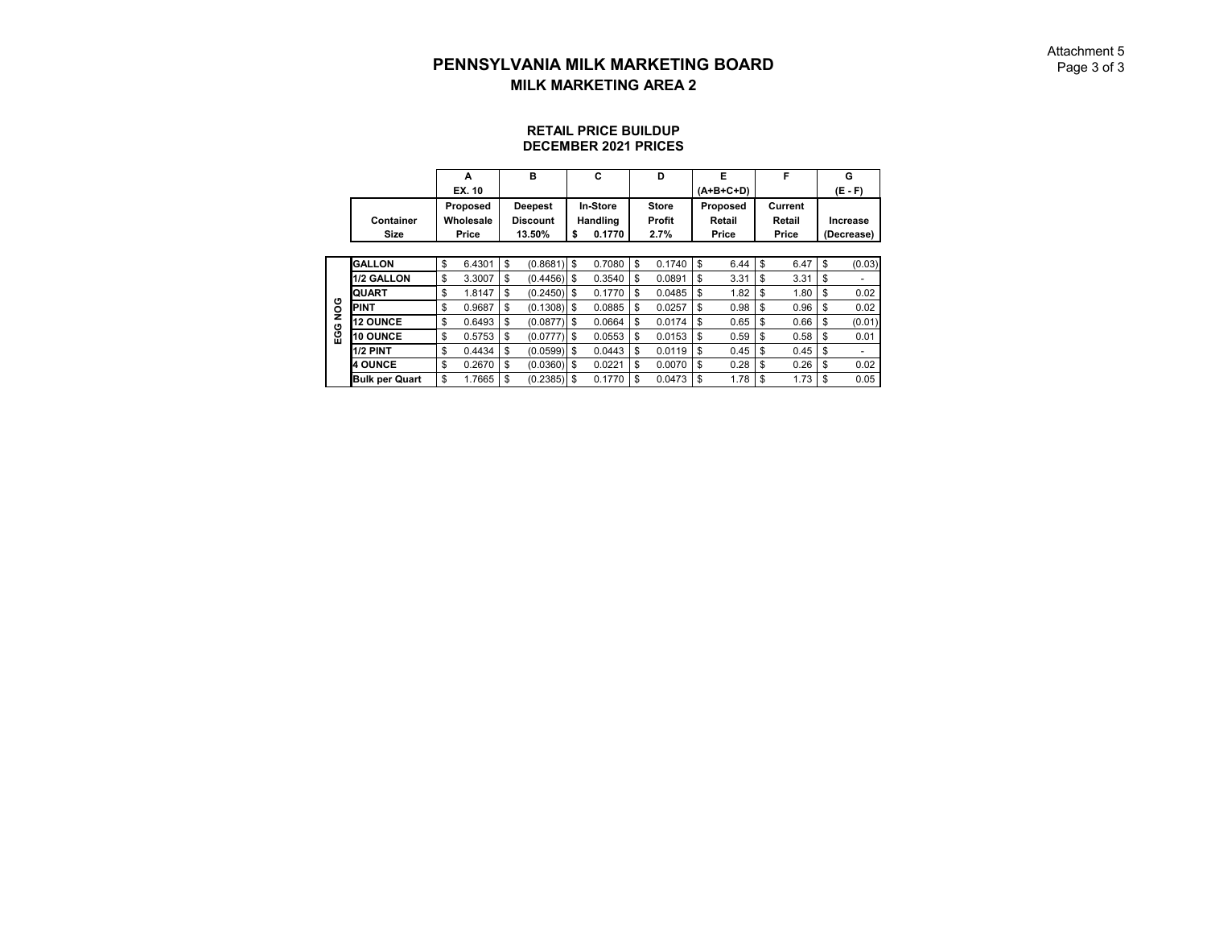Attachment 5
Page 3 of 3

# PENNSYLVANIA MILK MARKETING BOARD
## MILK MARKETING AREA 2

### RETAIL PRICE BUILDUP
### DECEMBER 2021 PRICES

| | Container Size | A<br>EX. 10<br>Proposed Wholesale Price | B<br>Deepest Discount<br>13.50% | C<br>In-Store Handling<br>$ 0.1770 | D<br>Store Profit<br>2.7% | E<br>(A+B+C+D)<br>Proposed Retail Price | F<br>Current Retail Price | G<br>(E - F)<br>Increase (Decrease) |
|---|---|---|---|---|---|---|---|---|
| EGG NOG | GALLON | $ 6.4301 | $ (0.8681) | $ 0.7080 | $ 0.1740 | $ 6.44 | $ 6.47 | $ (0.03) |
| | 1/2 GALLON | $ 3.3007 | $ (0.4456) | $ 0.3540 | $ 0.0891 | $ 3.31 | $ 3.31 | $ - |
| | QUART | $ 1.8147 | $ (0.2450) | $ 0.1770 | $ 0.0485 | $ 1.82 | $ 1.80 | $ 0.02 |
| | PINT | $ 0.9687 | $ (0.1308) | $ 0.0885 | $ 0.0257 | $ 0.98 | $ 0.96 | $ 0.02 |
| | 12 OUNCE | $ 0.6493 | $ (0.0877) | $ 0.0664 | $ 0.0174 | $ 0.65 | $ 0.66 | $ (0.01) |
| | 10 OUNCE | $ 0.5753 | $ (0.0777) | $ 0.0553 | $ 0.0153 | $ 0.59 | $ 0.58 | $ 0.01 |
| | 1/2 PINT | $ 0.4434 | $ (0.0599) | $ 0.0443 | $ 0.0119 | $ 0.45 | $ 0.45 | $ - |
| | 4 OUNCE | $ 0.2670 | $ (0.0360) | $ 0.0221 | $ 0.0070 | $ 0.28 | $ 0.26 | $ 0.02 |
| | Bulk per Quart | $ 1.7665 | $ (0.2385) | $ 0.1770 | $ 0.0473 | $ 1.78 | $ 1.73 | $ 0.05 |